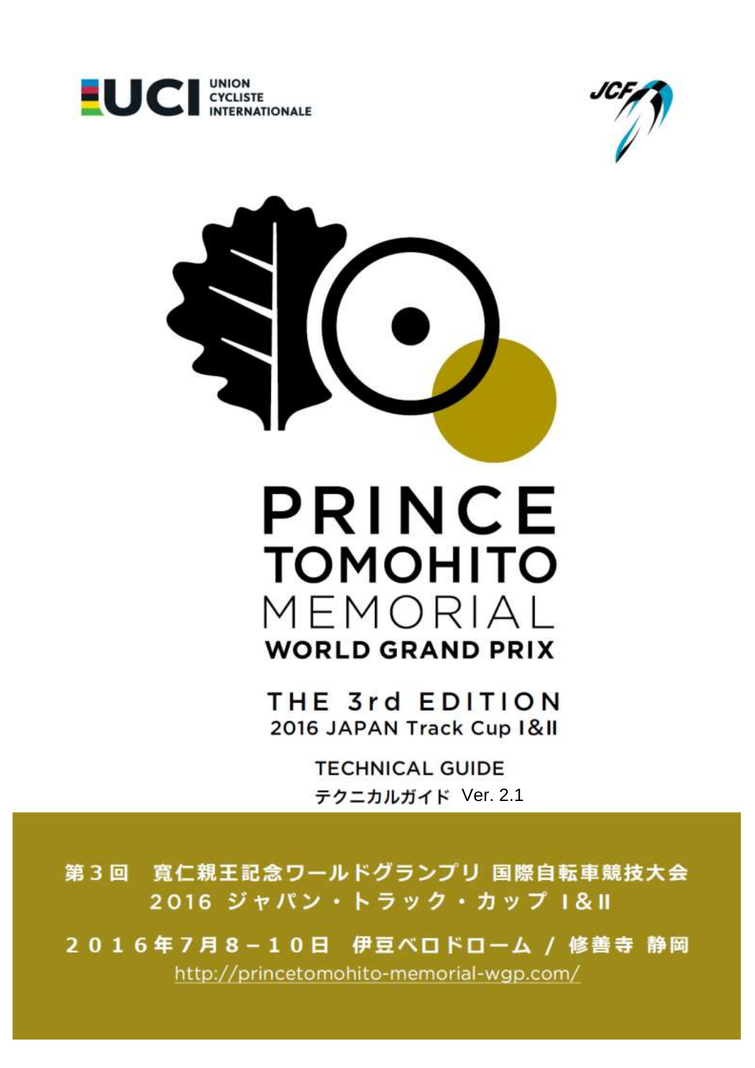UNION CYCLISTE INTERNATIONALE

JCF

# PRINCE TOMOHITO MEMORIAL WORLD GRAND PRIX

## THE 3rd EDITION

2016 JAPAN Track Cup I&II

### TECHNICAL GUIDE

テクニカルガイド Ver. 2.1

第３回　寛仁親王記念ワールドグランプリ 国際自転車競技大会

2016 ジャパン・トラック・カップ I&II

２０１６年７月８－１０日　伊豆ベロドローム / 修善寺 静岡

http://princetomohito-memorial-wgp.com/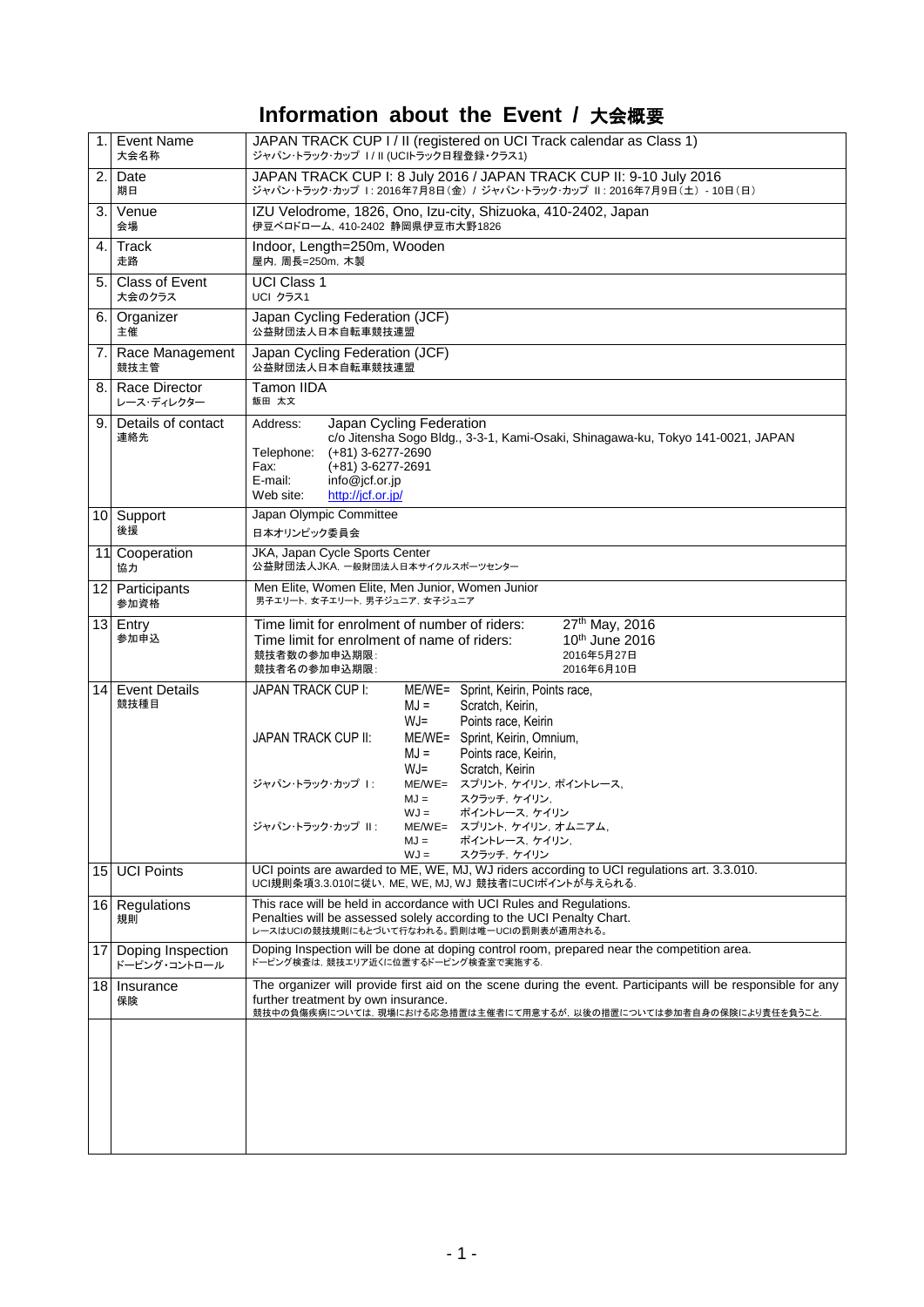# Information about the Event / 大会概要

| | | |
|---|---|---|
| 1. | Event Name<br>大会名称 | JAPAN TRACK CUP I / II (registered on UCI Track calendar as Class 1)<br>ジャパン･トラック･カップ I / II (UCIトラック日程登録・クラス1) |
| 2. | Date<br>期日 | JAPAN TRACK CUP I: 8 July 2016 / JAPAN TRACK CUP II: 9-10 July 2016<br>ジャパン･トラック･カップ I : 2016年7月8日（金） / ジャパン･トラック･カップ II : 2016年7月9日（土） - 10日（日） |
| 3. | Venue<br>会場 | IZU Velodrome, 1826, Ono, Izu-city, Shizuoka, 410-2402, Japan<br>伊豆ベロドローム，410-2402 静岡県伊豆市大野1826 |
| 4. | Track<br>走路 | Indoor, Length=250m, Wooden<br>屋内，周長=250m，木製 |
| 5. | Class of Event<br>大会のクラス | UCI Class 1<br>UCI クラス1 |
| 6. | Organizer<br>主催 | Japan Cycling Federation (JCF)<br>公益財団法人日本自転車競技連盟 |
| 7. | Race Management<br>競技主管 | Japan Cycling Federation (JCF)<br>公益財団法人日本自転車競技連盟 |
| 8. | Race Director<br>レース･ディレクター | Tamon IIDA<br>飯田 太文 |
| 9. | Details of contact<br>連絡先 | Address: Japan Cycling Federation<br>c/o Jitensha Sogo Bldg., 3-3-1, Kami-Osaki, Shinagawa-ku, Tokyo 141-0021, JAPAN<br>Telephone: (+81) 3-6277-2690<br>Fax: (+81) 3-6277-2691<br>E-mail: info@jcf.or.jp<br>Web site: http://jcf.or.jp/ |
| 10 | Support<br>後援 | Japan Olympic Committee<br>日本オリンピック委員会 |
| 11 | Cooperation<br>協力 | JKA, Japan Cycle Sports Center<br>公益財団法人JKA，一般財団法人日本サイクルスポーツセンター |
| 12 | Participants<br>参加資格 | Men Elite, Women Elite, Men Junior, Women Junior<br>男子エリート，女子エリート，男子ジュニア，女子ジュニア |
| 13 | Entry<br>参加申込 | Time limit for enrolment of number of riders: 27th May, 2016<br>Time limit for enrolment of name of riders: 10th June 2016<br>競技者数の参加申込期限 : 2016年5月27日<br>競技者名の参加申込期限 : 2016年6月10日 |
| 14 | Event Details<br>競技種目 | JAPAN TRACK CUP I: ME/WE= Sprint, Keirin, Points race, MJ = Scratch, Keirin, WJ= Points race, Keirin<br>JAPAN TRACK CUP II: ME/WE= Sprint, Keirin, Omnium, MJ = Points race, Keirin, WJ= Scratch, Keirin<br>ジャパン･トラック･カップ I : ME/WE= スプリント，ケイリン，ポイントレース，MJ = スクラッチ，ケイリン，WJ = ポイントレース，ケイリン<br>ジャパン･トラック･カップ II : ME/WE= スプリント，ケイリン，オムニアム，MJ = ポイントレース，ケイリン，WJ = スクラッチ，ケイリン |
| 15 | UCI Points | UCI points are awarded to ME, WE, MJ, WJ riders according to UCI regulations art. 3.3.010.<br>UCI規則条項3.3.010に従い，ME, WE, MJ, WJ 競技者にUCIポイントが与えられる. |
| 16 | Regulations<br>規則 | This race will be held in accordance with UCI Rules and Regulations.<br>Penalties will be assessed solely according to the UCI Penalty Chart.<br>レースはUCIの競技規則にもとづいて行なわれる。罰則は唯一UCIの罰則表が適用される。 |
| 17 | Doping Inspection<br>ドーピング･コントロール | Doping Inspection will be done at doping control room, prepared near the competition area.<br>ドーピング検査は，競技エリア近くに位置するドーピング検査室で実施する. |
| 18 | Insurance<br>保険 | The organizer will provide first aid on the scene during the event. Participants will be responsible for any further treatment by own insurance.<br>競技中の負傷疾病については，現場における応急措置は主催者にて用意するが，以後の措置については参加者自身の保険により責任を負うこと. |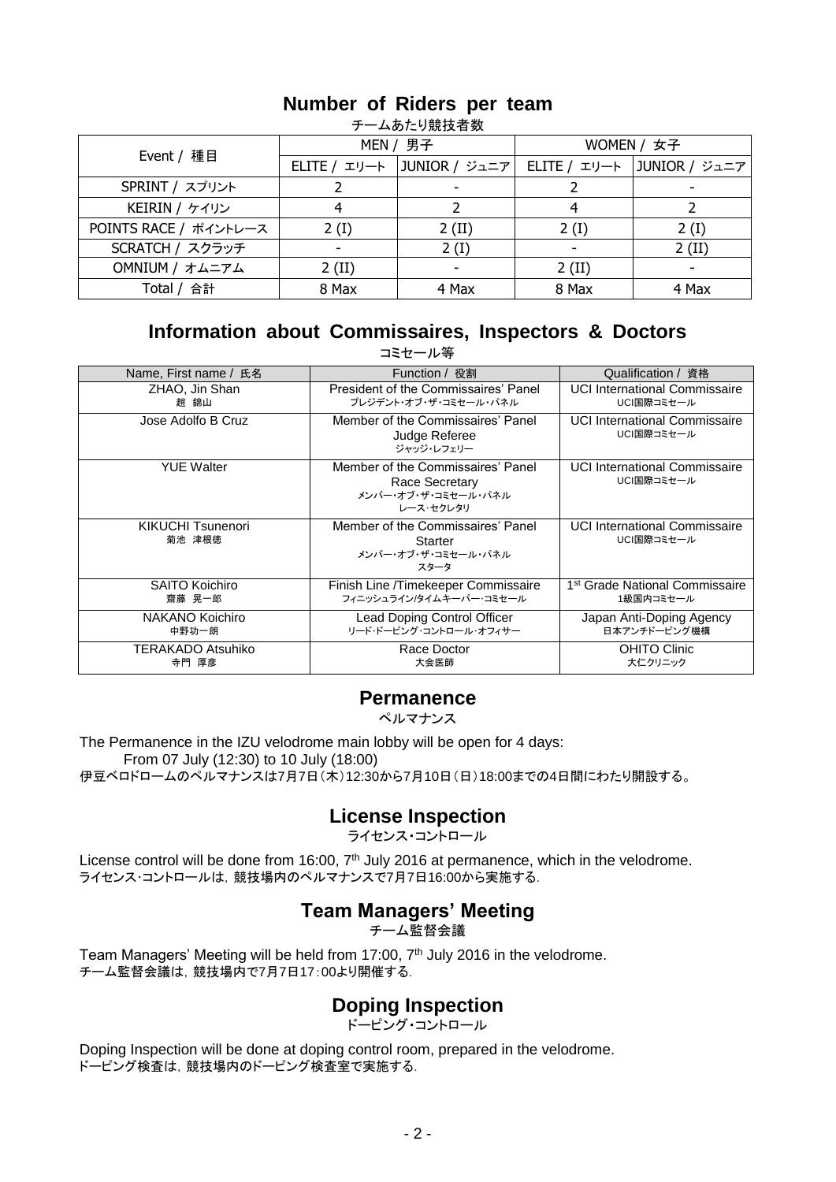## Number of Riders per team

チームあたり競技者数

| Event / 種目 | MEN / 男子 | | WOMEN / 女子 | |
|---|---|---|---|---|
| | ELITE / エリート | JUNIOR / ジュニア | ELITE / エリート | JUNIOR / ジュニア |
| SPRINT / スプリント | 2 | - | 2 | - |
| KEIRIN / ケイリン | 4 | 2 | 4 | 2 |
| POINTS RACE / ポイントレース | 2 (I) | 2 (II) | 2 (I) | 2 (I) |
| SCRATCH / スクラッチ | - | 2 (I) | - | 2 (II) |
| OMNIUM / オムニアム | 2 (II) | - | 2 (II) | - |
| Total / 合計 | 8 Max | 4 Max | 8 Max | 4 Max |

## Information about Commissaires, Inspectors & Doctors

コミセール等

| Name, First name / 氏名 | Function / 役割 | Qualification / 資格 |
|---|---|---|
| ZHAO, Jin Shan<br>趙 錦山 | President of the Commissaires' Panel<br>プレジデント・オブ・ザ・コミセール・パネル | UCI International Commissaire<br>UCI国際コミセール |
| Jose Adolfo B Cruz | Member of the Commissaires' Panel<br>Judge Referee<br>ジャッジ・レフェリー | UCI International Commissaire<br>UCI国際コミセール |
| YUE Walter | Member of the Commissaires' Panel<br>Race Secretary<br>メンバー・オブ・ザ・コミセール・パネル<br>レース・セクレタリ | UCI International Commissaire<br>UCI国際コミセール |
| KIKUCHI Tsunenori<br>菊池 津根徳 | Member of the Commissaires' Panel<br>Starter<br>メンバー・オブ・ザ・コミセール・パネル<br>スタータ | UCI International Commissaire<br>UCI国際コミセール |
| SAITO Koichiro<br>齋藤 晃一郎 | Finish Line /Timekeeper Commissaire<br>フィニッシュライン/タイムキーパー・コミセール | 1st Grade National Commissaire<br>1級国内コミセール |
| NAKANO Koichiro<br>中野功一朗 | Lead Doping Control Officer<br>リード・ドーピング・コントロール・オフィサー | Japan Anti-Doping Agency<br>日本アンチドーピング機構 |
| TERAKADO Atsuhiko<br>寺門 厚彦 | Race Doctor<br>大会医師 | OHITO Clinic<br>大仁クリニック |

## Permanence

ペルマナンス

The Permanence in the IZU velodrome main lobby will be open for 4 days:
From 07 July (12:30) to 10 July (18:00)
伊豆ベロドロームのペルマナンスは7月7日(木)12:30から7月10日(日)18:00までの4日間にわたり開設する。

## License Inspection

ライセンス・コントロール

License control will be done from 16:00, 7th July 2016 at permanence, which in the velodrome.
ライセンス・コントロールは，競技場内のペルマナンスで7月7日16:00から実施する.

## Team Managers' Meeting

チーム監督会議

Team Managers' Meeting will be held from 17:00, 7th July 2016 in the velodrome.
チーム監督会議は，競技場内で7月7日17：00より開催する.

## Doping Inspection

ドーピング・コントロール

Doping Inspection will be done at doping control room, prepared in the velodrome.
ドーピング検査は，競技場内のドーピング検査室で実施する.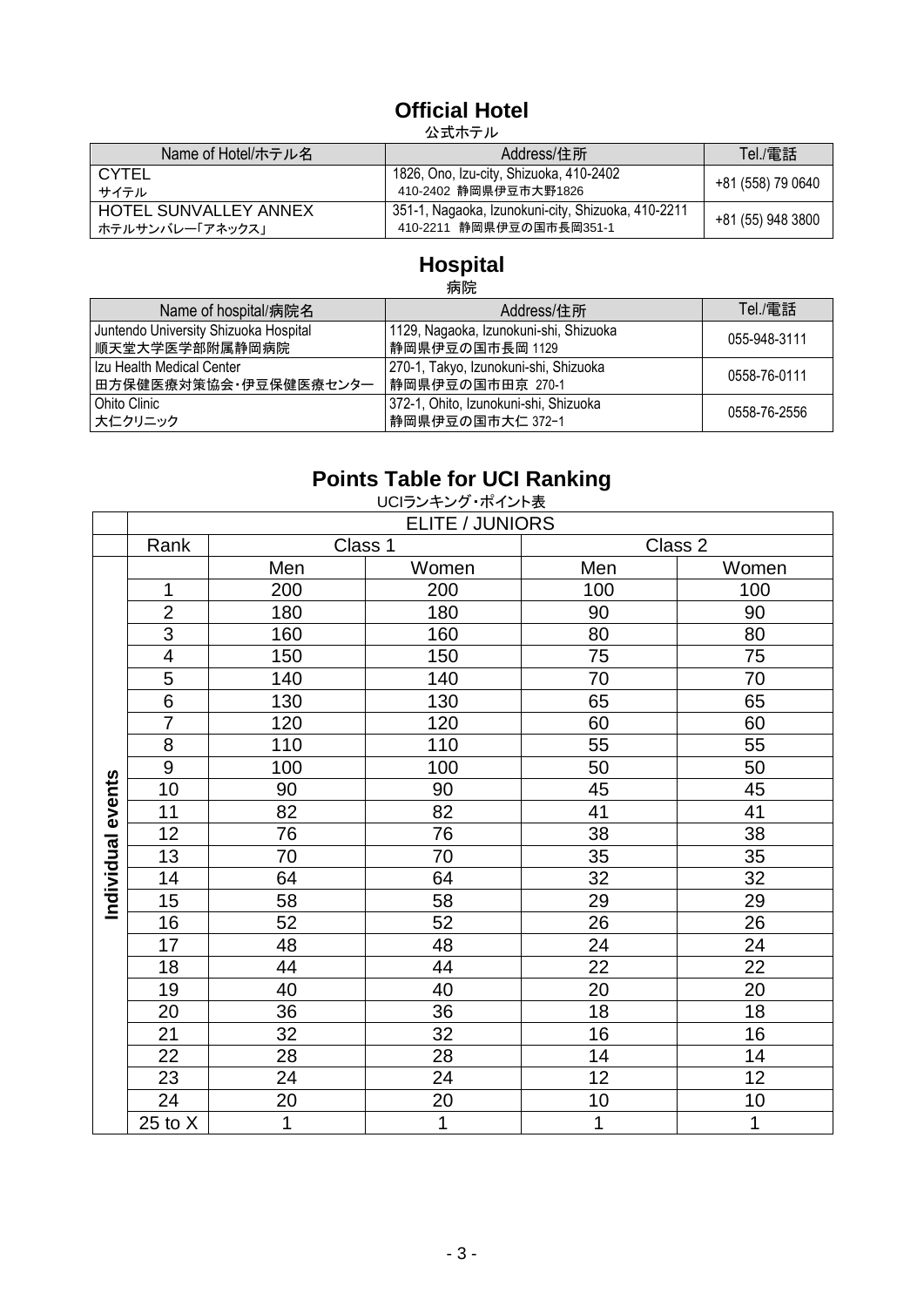## Official Hotel

公式ホテル

| Name of Hotel/ホテル名 | Address/住所 | Tel./電話 |
|---|---|---|
| CYTEL<br>サイテル | 1826, Ono, Izu-city, Shizuoka, 410-2402<br>410-2402 静岡県伊豆市大野1826 | +81 (558) 79 0640 |
| HOTEL SUNVALLEY ANNEX<br>ホテルサンバレー「アネックス」 | 351-1, Nagaoka, Izunokuni-city, Shizuoka, 410-2211<br>410-2211 静岡県伊豆の国市長岡351-1 | +81 (55) 948 3800 |

## Hospital

病院

| Name of hospital/病院名 | Address/住所 | Tel./電話 |
|---|---|---|
| Juntendo University Shizuoka Hospital<br>順天堂大学医学部附属静岡病院 | 1129, Nagaoka, Izunokuni-shi, Shizuoka<br>静岡県伊豆の国市長岡 1129 | 055-948-3111 |
| Izu Health Medical Center<br>田方保健医療対策協会・伊豆保健医療センター | 270-1, Takyo, Izunokuni-shi, Shizuoka<br>静岡県伊豆の国市田京 270-1 | 0558-76-0111 |
| Ohito Clinic<br>大仁クリニック | 372-1, Ohito, Izunokuni-shi, Shizuoka<br>静岡県伊豆の国市大仁 372−1 | 0558-76-2556 |

## Points Table for UCI Ranking

UCIランキング・ポイント表

| | ELITE / JUNIORS | | | | |
|---|---|---|---|---|---|
| | Rank | Class 1 | | Class 2 | |
| | | Men | Women | Men | Women |
| Individual events | 1 | 200 | 200 | 100 | 100 |
| | 2 | 180 | 180 | 90 | 90 |
| | 3 | 160 | 160 | 80 | 80 |
| | 4 | 150 | 150 | 75 | 75 |
| | 5 | 140 | 140 | 70 | 70 |
| | 6 | 130 | 130 | 65 | 65 |
| | 7 | 120 | 120 | 60 | 60 |
| | 8 | 110 | 110 | 55 | 55 |
| | 9 | 100 | 100 | 50 | 50 |
| | 10 | 90 | 90 | 45 | 45 |
| | 11 | 82 | 82 | 41 | 41 |
| | 12 | 76 | 76 | 38 | 38 |
| | 13 | 70 | 70 | 35 | 35 |
| | 14 | 64 | 64 | 32 | 32 |
| | 15 | 58 | 58 | 29 | 29 |
| | 16 | 52 | 52 | 26 | 26 |
| | 17 | 48 | 48 | 24 | 24 |
| | 18 | 44 | 44 | 22 | 22 |
| | 19 | 40 | 40 | 20 | 20 |
| | 20 | 36 | 36 | 18 | 18 |
| | 21 | 32 | 32 | 16 | 16 |
| | 22 | 28 | 28 | 14 | 14 |
| | 23 | 24 | 24 | 12 | 12 |
| | 24 | 20 | 20 | 10 | 10 |
| | 25 to X | 1 | 1 | 1 | 1 |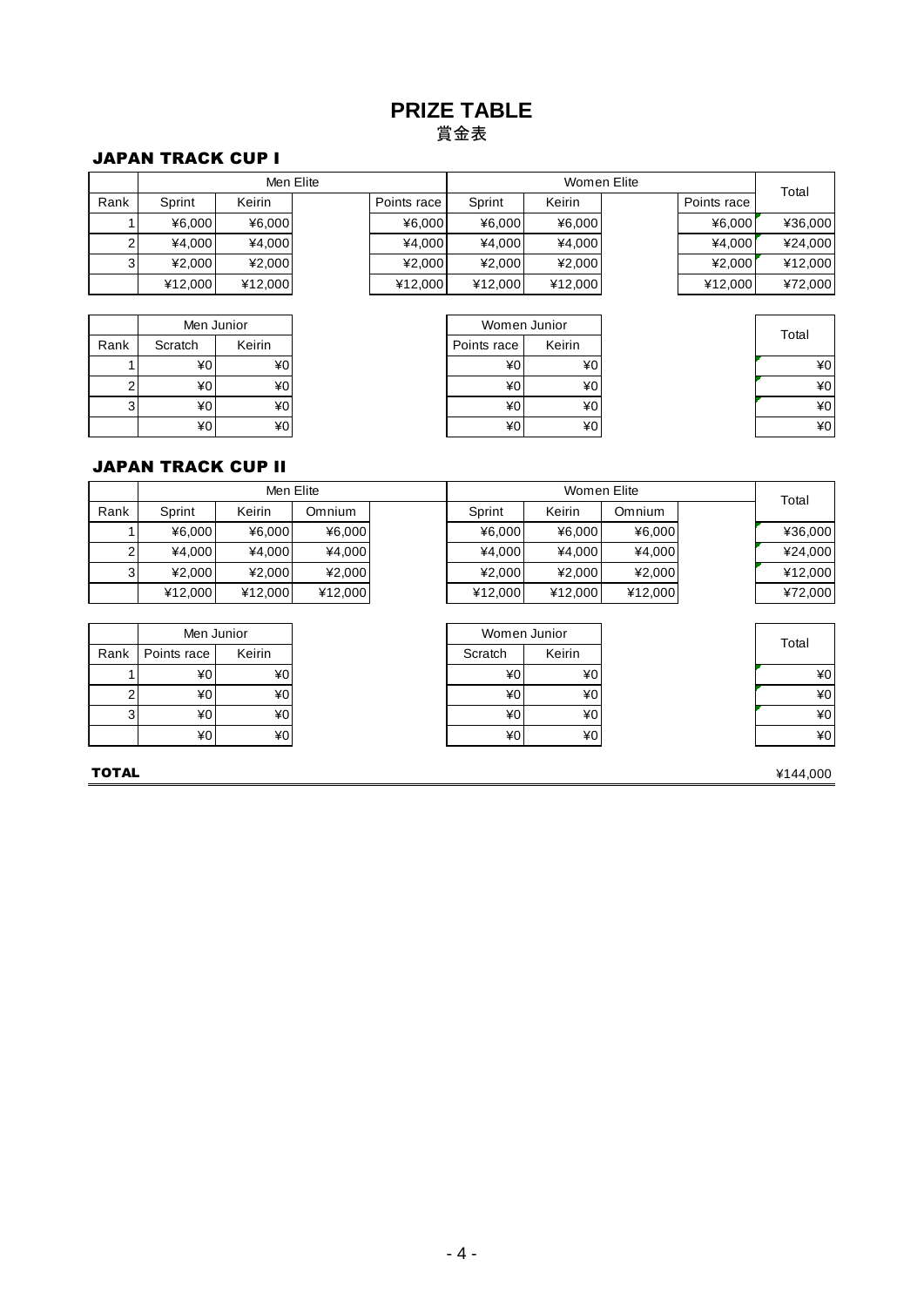# PRIZE TABLE
## 賞金表

### JAPAN TRACK CUP I

| | Men Elite | | | | Women Elite | | | | Total |
|---|---|---|---|---|---|---|---|---|---|
| Rank | Sprint | Keirin | | Points race | Sprint | Keirin | | Points race | |
| 1 | ¥6,000 | ¥6,000 | | ¥6,000 | ¥6,000 | ¥6,000 | | ¥6,000 | ¥36,000 |
| 2 | ¥4,000 | ¥4,000 | | ¥4,000 | ¥4,000 | ¥4,000 | | ¥4,000 | ¥24,000 |
| 3 | ¥2,000 | ¥2,000 | | ¥2,000 | ¥2,000 | ¥2,000 | | ¥2,000 | ¥12,000 |
| | ¥12,000 | ¥12,000 | | ¥12,000 | ¥12,000 | ¥12,000 | | ¥12,000 | ¥72,000 |

| | Men Junior | | Women Junior | | Total |
|---|---|---|---|---|---|
| Rank | Scratch | Keirin | Points race | Keirin | |
| 1 | ¥0 | ¥0 | ¥0 | ¥0 | ¥0 |
| 2 | ¥0 | ¥0 | ¥0 | ¥0 | ¥0 |
| 3 | ¥0 | ¥0 | ¥0 | ¥0 | ¥0 |
| | ¥0 | ¥0 | ¥0 | ¥0 | ¥0 |

### JAPAN TRACK CUP II

| | Men Elite | | | Women Elite | | | Total |
|---|---|---|---|---|---|---|---|
| Rank | Sprint | Keirin | Omnium | Sprint | Keirin | Omnium | |
| 1 | ¥6,000 | ¥6,000 | ¥6,000 | ¥6,000 | ¥6,000 | ¥6,000 | ¥36,000 |
| 2 | ¥4,000 | ¥4,000 | ¥4,000 | ¥4,000 | ¥4,000 | ¥4,000 | ¥24,000 |
| 3 | ¥2,000 | ¥2,000 | ¥2,000 | ¥2,000 | ¥2,000 | ¥2,000 | ¥12,000 |
| | ¥12,000 | ¥12,000 | ¥12,000 | ¥12,000 | ¥12,000 | ¥12,000 | ¥72,000 |

| | Men Junior | | Women Junior | | Total |
|---|---|---|---|---|---|
| Rank | Points race | Keirin | Scratch | Keirin | |
| 1 | ¥0 | ¥0 | ¥0 | ¥0 | ¥0 |
| 2 | ¥0 | ¥0 | ¥0 | ¥0 | ¥0 |
| 3 | ¥0 | ¥0 | ¥0 | ¥0 | ¥0 |
| | ¥0 | ¥0 | ¥0 | ¥0 | ¥0 |

**TOTAL** ¥144,000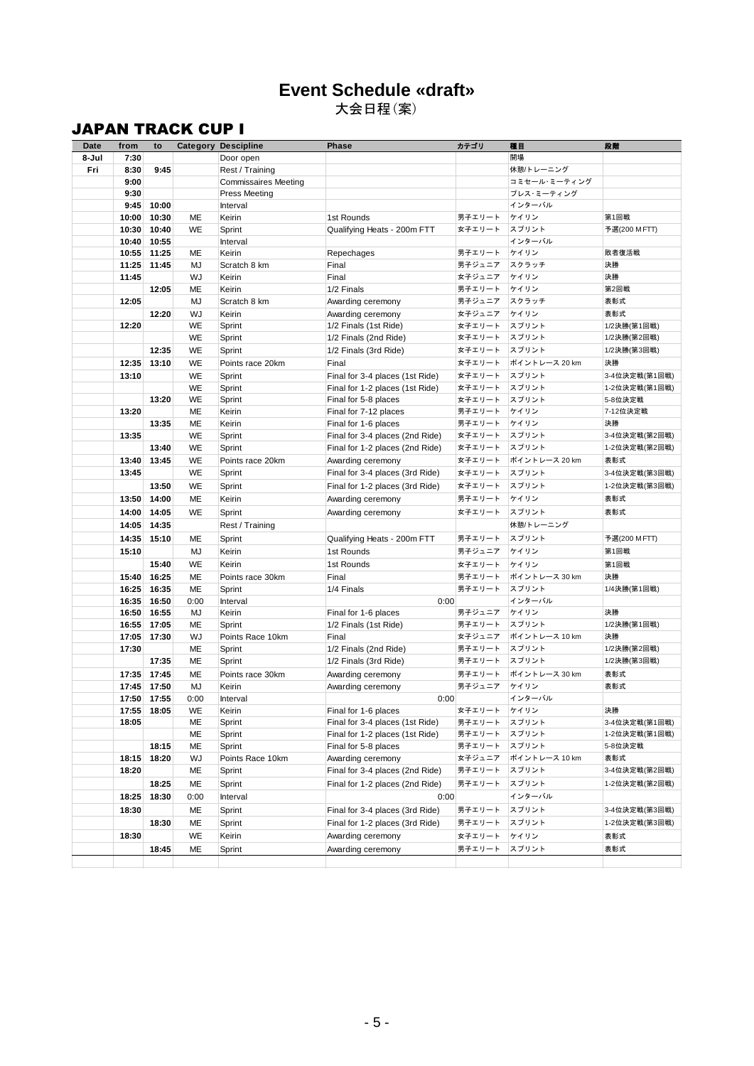# Event Schedule «draft»

大会日程（案）

## JAPAN TRACK CUP I

| Date | from | to | Category | Descipline | Phase | カテゴリ | 種目 | 段階 |
|---|---|---|---|---|---|---|---|---|
| 8-Jul | 7:30 | | | Door open | | | 開場 | |
| Fri | 8:30 | 9:45 | | Rest / Training | | | 休憩/トレーニング | |
| | 9:00 | | | Commissaires Meeting | | | コミセール・ミーティング | |
| | 9:30 | | | Press Meeting | | | プレス・ミーティング | |
| | 9:45 | 10:00 | | Interval | | | インターバル | |
| | 10:00 | 10:30 | ME | Keirin | 1st Rounds | 男子エリート | ケイリン | 第1回戦 |
| | 10:30 | 10:40 | WE | Sprint | Qualifying Heats - 200m FTT | 女子エリート | スプリント | 予選(200 M FTT) |
| | 10:40 | 10:55 | | Interval | | | インターバル | |
| | 10:55 | 11:25 | ME | Keirin | Repechages | 男子エリート | ケイリン | 敗者復活戦 |
| | 11:25 | 11:45 | MJ | Scratch 8 km | Final | 男子ジュニア | スクラッチ | 決勝 |
| | 11:45 | | WJ | Keirin | Final | 女子ジュニア | ケイリン | 決勝 |
| | | 12:05 | ME | Keirin | 1/2 Finals | 男子エリート | ケイリン | 第2回戦 |
| | 12:05 | | MJ | Scratch 8 km | Awarding ceremony | 男子ジュニア | スクラッチ | 表彰式 |
| | | 12:20 | WJ | Keirin | Awarding ceremony | 女子ジュニア | ケイリン | 表彰式 |
| | 12:20 | | WE | Sprint | 1/2 Finals (1st Ride) | 女子エリート | スプリント | 1/2決勝(第1回戦) |
| | | | WE | Sprint | 1/2 Finals (2nd Ride) | 女子エリート | スプリント | 1/2決勝(第2回戦) |
| | | 12:35 | WE | Sprint | 1/2 Finals (3rd Ride) | 女子エリート | スプリント | 1/2決勝(第3回戦) |
| | 12:35 | 13:10 | WE | Points race 20km | Final | 女子エリート | ポイントレース 20 km | 決勝 |
| | 13:10 | | WE | Sprint | Final for 3-4 places (1st Ride) | 女子エリート | スプリント | 3-4位決定戦(第1回戦) |
| | | | WE | Sprint | Final for 1-2 places (1st Ride) | 女子エリート | スプリント | 1-2位決定戦(第1回戦) |
| | | 13:20 | WE | Sprint | Final for 5-8 places | 女子エリート | スプリント | 5-8位決定戦 |
| | 13:20 | | ME | Keirin | Final for 7-12 places | 男子エリート | ケイリン | 7-12位決定戦 |
| | | 13:35 | ME | Keirin | Final for 1-6 places | 男子エリート | ケイリン | 決勝 |
| | 13:35 | | WE | Sprint | Final for 3-4 places (2nd Ride) | 女子エリート | スプリント | 3-4位決定戦(第2回戦) |
| | | 13:40 | WE | Sprint | Final for 1-2 places (2nd Ride) | 女子エリート | スプリント | 1-2位決定戦(第2回戦) |
| | 13:40 | 13:45 | WE | Points race 20km | Awarding ceremony | 女子エリート | ポイントレース 20 km | 表彰式 |
| | 13:45 | | WE | Sprint | Final for 3-4 places (3rd Ride) | 女子エリート | スプリント | 3-4位決定戦(第3回戦) |
| | | 13:50 | WE | Sprint | Final for 1-2 places (3rd Ride) | 女子エリート | スプリント | 1-2位決定戦(第3回戦) |
| | 13:50 | 14:00 | ME | Keirin | Awarding ceremony | 男子エリート | ケイリン | 表彰式 |
| | 14:00 | 14:05 | WE | Sprint | Awarding ceremony | 女子エリート | スプリント | 表彰式 |
| | 14:05 | 14:35 | | Rest / Training | | | 休憩/トレーニング | |
| | 14:35 | 15:10 | ME | Sprint | Qualifying Heats - 200m FTT | 男子エリート | スプリント | 予選(200 M FTT) |
| | 15:10 | | MJ | Keirin | 1st Rounds | 男子ジュニア | ケイリン | 第1回戦 |
| | | 15:40 | WE | Keirin | 1st Rounds | 女子エリート | ケイリン | 第1回戦 |
| | 15:40 | 16:25 | ME | Points race 30km | Final | 男子エリート | ポイントレース 30 km | 決勝 |
| | 16:25 | 16:35 | ME | Sprint | 1/4 Finals | 男子エリート | スプリント | 1/4決勝(第1回戦) |
| | 16:35 | 16:50 | 0:00 | Interval | 0:00 | | インターバル | |
| | 16:50 | 16:55 | MJ | Keirin | Final for 1-6 places | 男子ジュニア | ケイリン | 決勝 |
| | 16:55 | 17:05 | ME | Sprint | 1/2 Finals (1st Ride) | 男子エリート | スプリント | 1/2決勝(第1回戦) |
| | 17:05 | 17:30 | WJ | Points Race 10km | Final | 女子ジュニア | ポイントレース 10 km | 決勝 |
| | 17:30 | | ME | Sprint | 1/2 Finals (2nd Ride) | 男子エリート | スプリント | 1/2決勝(第2回戦) |
| | | 17:35 | ME | Sprint | 1/2 Finals (3rd Ride) | 男子エリート | スプリント | 1/2決勝(第3回戦) |
| | 17:35 | 17:45 | ME | Points race 30km | Awarding ceremony | 男子エリート | ポイントレース 30 km | 表彰式 |
| | 17:45 | 17:50 | MJ | Keirin | Awarding ceremony | 男子ジュニア | ケイリン | 表彰式 |
| | 17:50 | 17:55 | 0:00 | Interval | 0:00 | | インターバル | |
| | 17:55 | 18:05 | WE | Keirin | Final for 1-6 places | 女子エリート | ケイリン | 決勝 |
| | 18:05 | | ME | Sprint | Final for 3-4 places (1st Ride) | 男子エリート | スプリント | 3-4位決定戦(第1回戦) |
| | | | ME | Sprint | Final for 1-2 places (1st Ride) | 男子エリート | スプリント | 1-2位決定戦(第1回戦) |
| | | 18:15 | ME | Sprint | Final for 5-8 places | 男子エリート | スプリント | 5-8位決定戦 |
| | 18:15 | 18:20 | WJ | Points Race 10km | Awarding ceremony | 女子ジュニア | ポイントレース 10 km | 表彰式 |
| | 18:20 | | ME | Sprint | Final for 3-4 places (2nd Ride) | 男子エリート | スプリント | 3-4位決定戦(第2回戦) |
| | | 18:25 | ME | Sprint | Final for 1-2 places (2nd Ride) | 男子エリート | スプリント | 1-2位決定戦(第2回戦) |
| | 18:25 | 18:30 | 0:00 | Interval | 0:00 | | インターバル | |
| | 18:30 | | ME | Sprint | Final for 3-4 places (3rd Ride) | 男子エリート | スプリント | 3-4位決定戦(第3回戦) |
| | | 18:30 | ME | Sprint | Final for 1-2 places (3rd Ride) | 男子エリート | スプリント | 1-2位決定戦(第3回戦) |
| | 18:30 | | WE | Keirin | Awarding ceremony | 女子エリート | ケイリン | 表彰式 |
| | | 18:45 | ME | Sprint | Awarding ceremony | 男子エリート | スプリント | 表彰式 |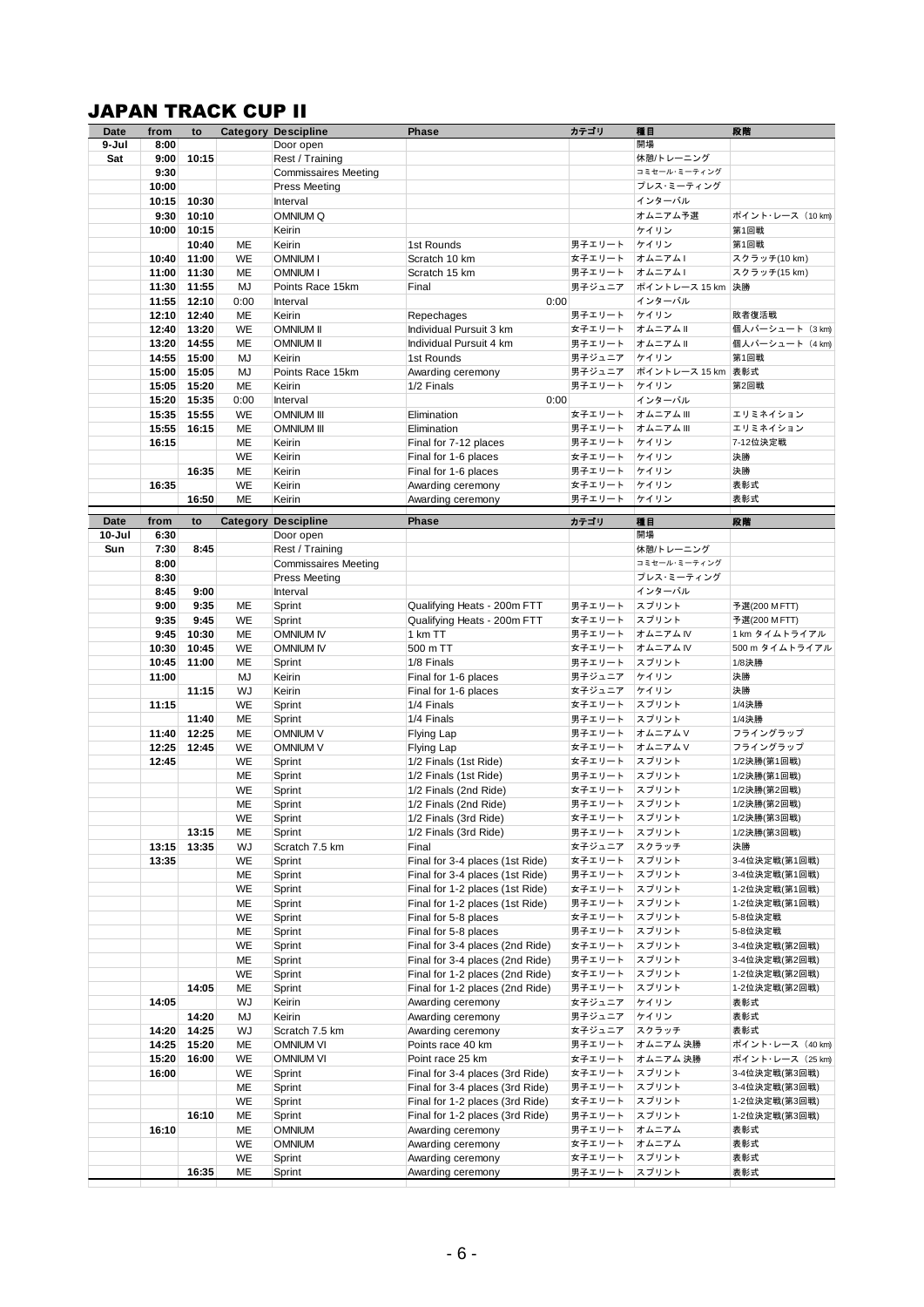# JAPAN TRACK CUP II

| Date | from | to | Category | Descipline | Phase | カテゴリ | 種目 | 段階 |
|---|---|---|---|---|---|---|---|---|
| 9-Jul | 8:00 | | | Door open | | | 開場 | |
| Sat | 9:00 | 10:15 | | Rest / Training | | | 休憩/トレーニング | |
| | 9:30 | | | Commissaires Meeting | | | コミセール･ミーティング | |
| | 10:00 | | | Press Meeting | | | プレス･ミーティング | |
| | 10:15 | 10:30 | | Interval | | | インターバル | |
| | 9:30 | 10:10 | | OMNIUM Q | | | オムニアム予選 | ポイント･レース（10 km） |
| | 10:00 | 10:15 | | Keirin | | | ケイリン | 第1回戦 |
| | | 10:40 | ME | Keirin | 1st Rounds | 男子エリート | ケイリン | 第1回戦 |
| | 10:40 | 11:00 | WE | OMNIUM I | Scratch 10 km | 女子エリート | オムニアム I | スクラッチ(10 km) |
| | 11:00 | 11:30 | ME | OMNIUM I | Scratch 15 km | 男子エリート | オムニアム I | スクラッチ(15 km) |
| | 11:30 | 11:55 | MJ | Points Race 15km | Final | 男子ジュニア | ポイントレース 15 km | 決勝 |
| | 11:55 | 12:10 | 0:00 | Interval | 0:00 | | インターバル | |
| | 12:10 | 12:40 | ME | Keirin | Repechages | 男子エリート | ケイリン | 敗者復活戦 |
| | 12:40 | 13:20 | WE | OMNIUM II | Individual Pursuit 3 km | 女子エリート | オムニアム II | 個人パーシュート（3 km） |
| | 13:20 | 14:55 | ME | OMNIUM II | Individual Pursuit 4 km | 男子エリート | オムニアム II | 個人パーシュート（4 km） |
| | 14:55 | 15:00 | MJ | Keirin | 1st Rounds | 男子ジュニア | ケイリン | 第1回戦 |
| | 15:00 | 15:05 | MJ | Points Race 15km | Awarding ceremony | 男子ジュニア | ポイントレース 15 km | 表彰式 |
| | 15:05 | 15:20 | ME | Keirin | 1/2 Finals | 男子エリート | ケイリン | 第2回戦 |
| | 15:20 | 15:35 | 0:00 | Interval | 0:00 | | インターバル | |
| | 15:35 | 15:55 | WE | OMNIUM III | Elimination | 女子エリート | オムニアム III | エリミネイション |
| | 15:55 | 16:15 | ME | OMNIUM III | Elimination | 男子エリート | オムニアム III | エリミネイション |
| | 16:15 | | ME | Keirin | Final for 7-12 places | 男子エリート | ケイリン | 7-12位決定戦 |
| | | | WE | Keirin | Final for 1-6 places | 女子エリート | ケイリン | 決勝 |
| | | 16:35 | ME | Keirin | Final for 1-6 places | 男子エリート | ケイリン | 決勝 |
| | 16:35 | | WE | Keirin | Awarding ceremony | 女子エリート | ケイリン | 表彰式 |
| | | 16:50 | ME | Keirin | Awarding ceremony | 男子エリート | ケイリン | 表彰式 |

| Date | from | to | Category | Descipline | Phase | カテゴリ | 種目 | 段階 |
|---|---|---|---|---|---|---|---|---|
| 10-Jul | 6:30 | | | Door open | | | 開場 | |
| Sun | 7:30 | 8:45 | | Rest / Training | | | 休憩/トレーニング | |
| | 8:00 | | | Commissaires Meeting | | | コミセール･ミーティング | |
| | 8:30 | | | Press Meeting | | | プレス･ミーティング | |
| | 8:45 | 9:00 | | Interval | | | インターバル | |
| | 9:00 | 9:35 | ME | Sprint | Qualifying Heats - 200m FTT | 男子エリート | スプリント | 予選(200 M FTT) |
| | 9:35 | 9:45 | WE | Sprint | Qualifying Heats - 200m FTT | 女子エリート | スプリント | 予選(200 M FTT) |
| | 9:45 | 10:30 | ME | OMNIUM IV | 1 km TT | 男子エリート | オムニアム IV | 1 km タイムトライアル |
| | 10:30 | 10:45 | WE | OMNIUM IV | 500 m TT | 女子エリート | オムニアム IV | 500 m タイムトライアル |
| | 10:45 | 11:00 | ME | Sprint | 1/8 Finals | 男子エリート | スプリント | 1/8決勝 |
| | 11:00 | | MJ | Keirin | Final for 1-6 places | 男子ジュニア | ケイリン | 決勝 |
| | | 11:15 | WJ | Keirin | Final for 1-6 places | 女子ジュニア | ケイリン | 決勝 |
| | 11:15 | | WE | Sprint | 1/4 Finals | 女子エリート | スプリント | 1/4決勝 |
| | | 11:40 | ME | Sprint | 1/4 Finals | 男子エリート | スプリント | 1/4決勝 |
| | 11:40 | 12:25 | ME | OMNIUM V | Flying Lap | 男子エリート | オムニアム V | フライングラップ |
| | 12:25 | 12:45 | WE | OMNIUM V | Flying Lap | 女子エリート | オムニアム V | フライングラップ |
| | 12:45 | | WE | Sprint | 1/2 Finals (1st Ride) | 女子エリート | スプリント | 1/2決勝(第1回戦) |
| | | | ME | Sprint | 1/2 Finals (1st Ride) | 男子エリート | スプリント | 1/2決勝(第1回戦) |
| | | | WE | Sprint | 1/2 Finals (2nd Ride) | 女子エリート | スプリント | 1/2決勝(第2回戦) |
| | | | ME | Sprint | 1/2 Finals (2nd Ride) | 男子エリート | スプリント | 1/2決勝(第2回戦) |
| | | | WE | Sprint | 1/2 Finals (3rd Ride) | 女子エリート | スプリント | 1/2決勝(第3回戦) |
| | | 13:15 | ME | Sprint | 1/2 Finals (3rd Ride) | 男子エリート | スプリント | 1/2決勝(第3回戦) |
| | 13:15 | 13:35 | WJ | Scratch 7.5 km | Final | 女子ジュニア | スクラッチ | 決勝 |
| | 13:35 | | WE | Sprint | Final for 3-4 places (1st Ride) | 女子エリート | スプリント | 3-4位決定戦(第1回戦) |
| | | | ME | Sprint | Final for 3-4 places (1st Ride) | 男子エリート | スプリント | 3-4位決定戦(第1回戦) |
| | | | WE | Sprint | Final for 1-2 places (1st Ride) | 女子エリート | スプリント | 1-2位決定戦(第1回戦) |
| | | | ME | Sprint | Final for 1-2 places (1st Ride) | 男子エリート | スプリント | 1-2位決定戦(第1回戦) |
| | | | WE | Sprint | Final for 5-8 places | 女子エリート | スプリント | 5-8位決定戦 |
| | | | ME | Sprint | Final for 5-8 places | 男子エリート | スプリント | 5-8位決定戦 |
| | | | WE | Sprint | Final for 3-4 places (2nd Ride) | 女子エリート | スプリント | 3-4位決定戦(第2回戦) |
| | | | ME | Sprint | Final for 3-4 places (2nd Ride) | 男子エリート | スプリント | 3-4位決定戦(第2回戦) |
| | | | WE | Sprint | Final for 1-2 places (2nd Ride) | 女子エリート | スプリント | 1-2位決定戦(第2回戦) |
| | | 14:05 | ME | Sprint | Final for 1-2 places (2nd Ride) | 男子エリート | スプリント | 1-2位決定戦(第2回戦) |
| | 14:05 | | WJ | Keirin | Awarding ceremony | 女子ジュニア | ケイリン | 表彰式 |
| | | 14:20 | MJ | Keirin | Awarding ceremony | 男子ジュニア | ケイリン | 表彰式 |
| | 14:20 | 14:25 | WJ | Scratch 7.5 km | Awarding ceremony | 女子ジュニア | スクラッチ | 表彰式 |
| | 14:25 | 15:20 | ME | OMNIUM VI | Points race 40 km | 男子エリート | オムニアム 決勝 | ポイント･レース（40 km） |
| | 15:20 | 16:00 | WE | OMNIUM VI | Point race 25 km | 女子エリート | オムニアム 決勝 | ポイント･レース（25 km） |
| | 16:00 | | WE | Sprint | Final for 3-4 places (3rd Ride) | 女子エリート | スプリント | 3-4位決定戦(第3回戦) |
| | | | ME | Sprint | Final for 3-4 places (3rd Ride) | 男子エリート | スプリント | 3-4位決定戦(第3回戦) |
| | | | WE | Sprint | Final for 1-2 places (3rd Ride) | 女子エリート | スプリント | 1-2位決定戦(第3回戦) |
| | | 16:10 | ME | Sprint | Final for 1-2 places (3rd Ride) | 男子エリート | スプリント | 1-2位決定戦(第3回戦) |
| | 16:10 | | ME | OMNIUM | Awarding ceremony | 男子エリート | オムニアム | 表彰式 |
| | | | WE | OMNIUM | Awarding ceremony | 女子エリート | オムニアム | 表彰式 |
| | | | WE | Sprint | Awarding ceremony | 女子エリート | スプリント | 表彰式 |
| | | 16:35 | ME | Sprint | Awarding ceremony | 男子エリート | スプリント | 表彰式 |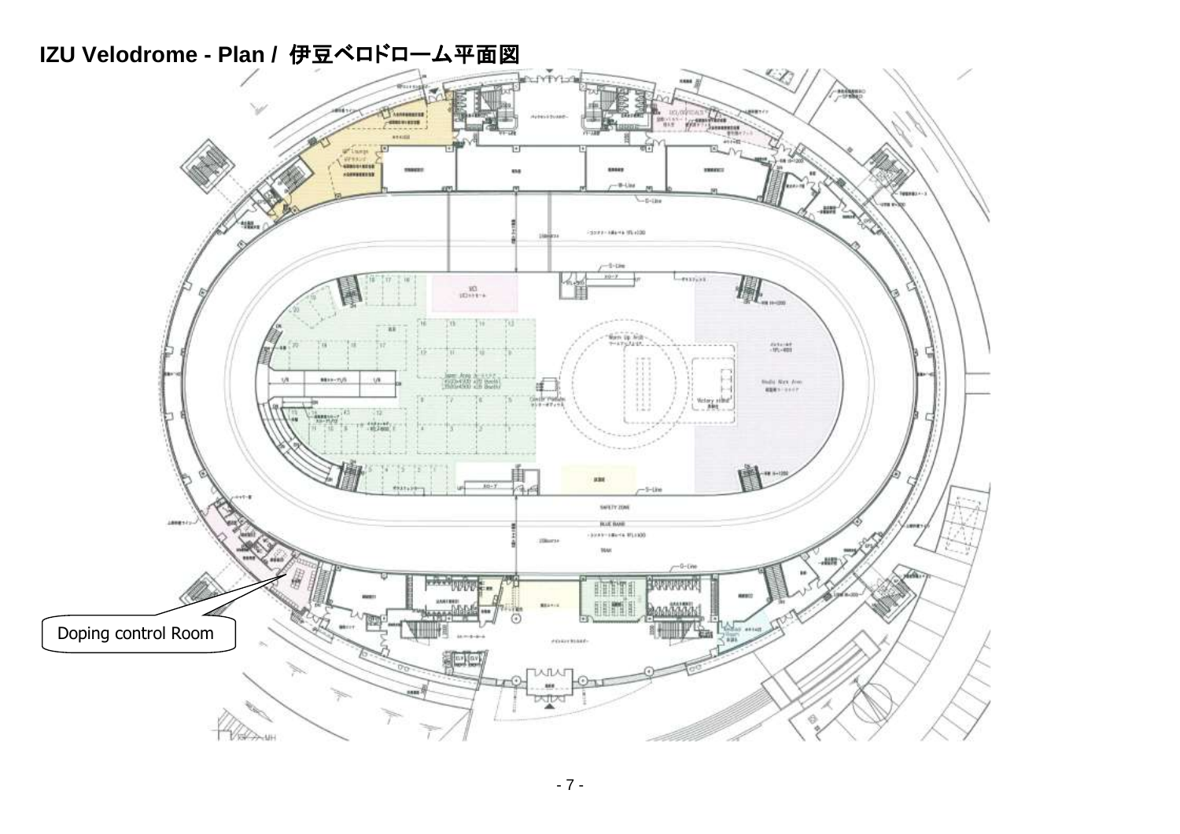# IZU Velodrome - Plan / 伊豆ベロドローム平面図

Doping control Room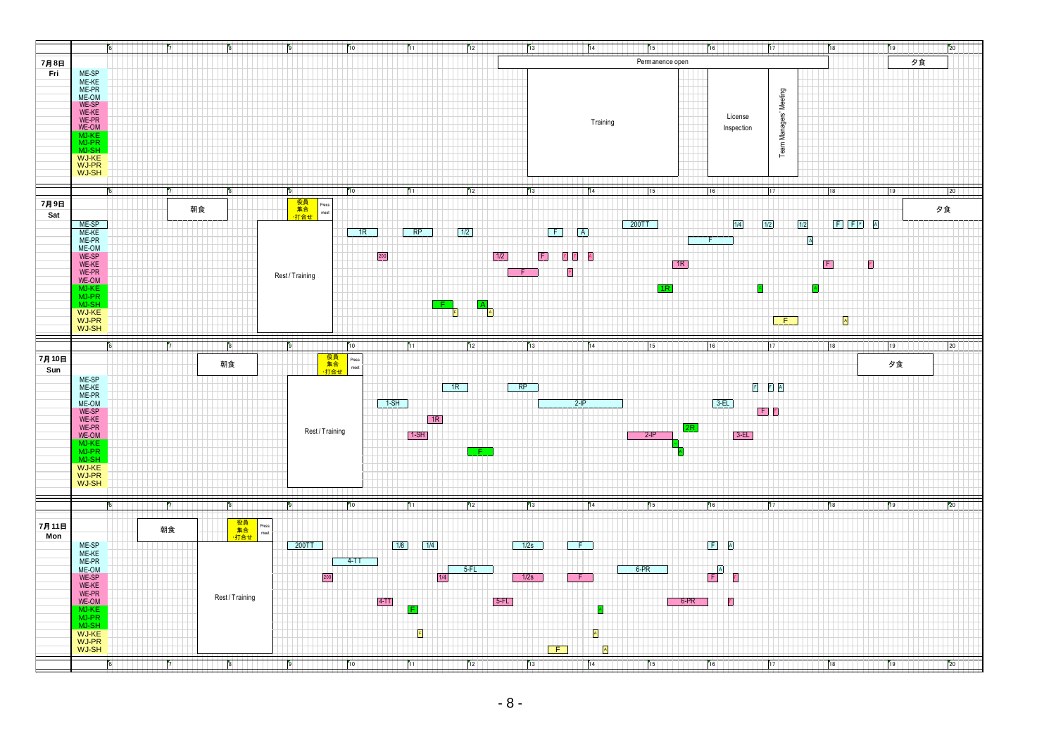## 7月8日 Fri

Time axis: 6 – 20

Categories: ME-SP, ME-KE, ME-PR, ME-OM, WE-SP, WE-KE, WE-PR, WE-OM, MJ-KE, MJ-PR, MJ-SH, WJ-KE, WJ-PR, WJ-SH

- Permanence open (12:30 – 18:00)
- 夕食 (19:00 – 20:00)
- Training (13:00 – 15:30)
- License Inspection (16:00 – 17:00)
- Team Managers' Meeting (17:00 – 17:30)

## 7月9日 Sat

Time axis: 6 – 20

- 朝食 (7:00 – 8:00)
- 役員集合・打合せ / Press meet (9:00)
- Rest / Training (8:30 – 9:45)
- 夕食 (19:15 – 20:00)

| Category | Events |
|---|---|
| ME-SP | 200TT, 1/4, 1/2, 1/2, F, F, F, A |
| ME-KE | 1R, RP, 1/2, F, A |
| ME-PR | F, A |
| WE-SP | 200, 1/2, F, F, F, A |
| WE-KE | 1R, F, F |
| WE-PR | F, F |
| MJ-KE | 1R, F, A |
| MJ-SH | F, F, A, A |
| WJ-PR | F, A |

## 7月10日 Sun

Time axis: 6 – 20

- 朝食 (7:30 – 8:30)
- 役員集合・打合せ / Press meet (9:30)
- Rest / Training (9:00 – 10:15)
- 夕食 (18:30 – 19:45)

| Category | Events |
|---|---|
| ME-SP | F, F, A |
| ME-KE | 1R, RP |
| ME-OM | 1-SH, 2-IP, 3-EL |
| WE-SP | F, F |
| WE-KE | 1R |
| WE-PR | 2R |
| WE-OM | 1-SH, 2-IP, 3-EL |
| MJ-KE | F |
| MJ-PR | F, A |

## 7月11日 Mon

Time axis: 6 – 20

- 朝食 (6:30 – 7:30)
- 役員集合・打合せ / Press meet (8:00)
- Rest / Training (7:30 – 8:45)

| Category | Events |
|---|---|
| ME-SP | 200TT, 1/8, 1/4, 1/2s, F, F, A |
| ME-PR | 4-TT |
| ME-OM | 5-FL, 6-PR, A |
| WE-SP | 200, 1/4, 1/2s, F, F, F |
| WE-OM | 4-TT, 5-FL, 6-PR, F |
| MJ-KE | F, A |
| WJ-KE | F, A |
| WJ-SH | F, A |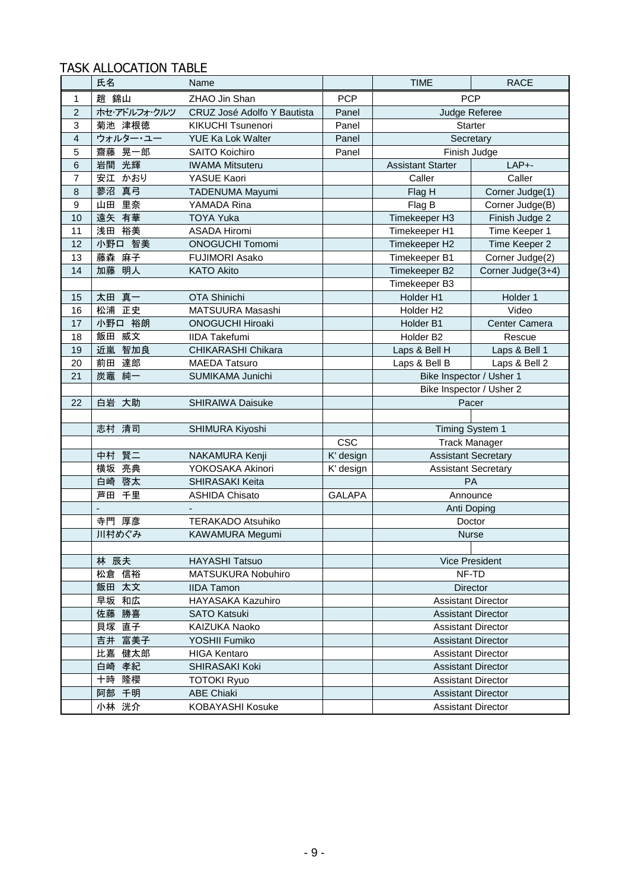## TASK ALLOCATION TABLE

| | 氏名 | Name | | TIME | RACE |
|---|---|---|---|---|---|
| 1 | 趙 錦山 | ZHAO Jin Shan | PCP | PCP | |
| 2 | ホセ･アドルフォ･クルツ | CRUZ José Adolfo Y Bautista | Panel | Judge Referee | |
| 3 | 菊池 津根徳 | KIKUCHI Tsunenori | Panel | Starter | |
| 4 | ウォルター・ユー | YUE Ka Lok Walter | Panel | Secretary | |
| 5 | 齋藤 晃一郎 | SAITO Koichiro | Panel | Finish Judge | |
| 6 | 岩間 光輝 | IWAMA Mitsuteru | | Assistant Starter | LAP+- |
| 7 | 安江 かおり | YASUE Kaori | | Caller | Caller |
| 8 | 蓼沼 真弓 | TADENUMA Mayumi | | Flag H | Corner Judge(1) |
| 9 | 山田 里奈 | YAMADA Rina | | Flag B | Corner Judge(B) |
| 10 | 遠矢 有華 | TOYA Yuka | | Timekeeper H3 | Finish Judge 2 |
| 11 | 浅田 裕美 | ASADA Hiromi | | Timekeeper H1 | Time Keeper 1 |
| 12 | 小野口 智美 | ONOGUCHI Tomomi | | Timekeeper H2 | Time Keeper 2 |
| 13 | 藤森 麻子 | FUJIMORI Asako | | Timekeeper B1 | Corner Judge(2) |
| 14 | 加藤 明人 | KATO Akito | | Timekeeper B2 | Corner Judge(3+4) |
| | | | | Timekeeper B3 | |
| 15 | 太田 真一 | OTA Shinichi | | Holder H1 | Holder 1 |
| 16 | 松浦 正史 | MATSUURA Masashi | | Holder H2 | Video |
| 17 | 小野口 裕朗 | ONOGUCHI Hiroaki | | Holder B1 | Center Camera |
| 18 | 飯田 威文 | IIDA Takefumi | | Holder B2 | Rescue |
| 19 | 近嵐 智加良 | CHIKARASHI Chikara | | Laps & Bell H | Laps & Bell 1 |
| 20 | 前田 達郎 | MAEDA Tatsuro | | Laps & Bell B | Laps & Bell 2 |
| 21 | 炭竈 純一 | SUMIKAMA Junichi | | Bike Inspector / Usher 1 | |
| | | | | Bike Inspector / Usher 2 | |
| 22 | 白岩 大助 | SHIRAIWA Daisuke | | Pacer | |
| | | | | | |
| | 志村 清司 | SHIMURA Kiyoshi | | Timing System 1 | |
| | | | CSC | Track Manager | |
| | 中村 賢二 | NAKAMURA Kenji | K' design | Assistant Secretary | |
| | 横坂 亮典 | YOKOSAKA Akinori | K' design | Assistant Secretary | |
| | 白崎 啓太 | SHIRASAKI Keita | | PA | |
| | 芦田 千里 | ASHIDA Chisato | GALAPA | Announce | |
| | - | - | | Anti Doping | |
| | 寺門 厚彦 | TERAKADO Atsuhiko | | Doctor | |
| | 川村めぐみ | KAWAMURA Megumi | | Nurse | |
| | | | | | |
| | 林 辰夫 | HAYASHI Tatsuo | | Vice President | |
| | 松倉 信裕 | MATSUKURA Nobuhiro | | NF-TD | |
| | 飯田 太文 | IIDA Tamon | | Director | |
| | 早坂 和広 | HAYASAKA Kazuhiro | | Assistant Director | |
| | 佐藤 勝喜 | SATO Katsuki | | Assistant Director | |
| | 貝塚 直子 | KAIZUKA Naoko | | Assistant Director | |
| | 吉井 富美子 | YOSHII Fumiko | | Assistant Director | |
| | 比嘉 健太郎 | HIGA Kentaro | | Assistant Director | |
| | 白崎 孝紀 | SHIRASAKI Koki | | Assistant Director | |
| | 十時 隆櫻 | TOTOKI Ryuo | | Assistant Director | |
| | 阿部 千明 | ABE Chiaki | | Assistant Director | |
| | 小林 洸介 | KOBAYASHI Kosuke | | Assistant Director | |